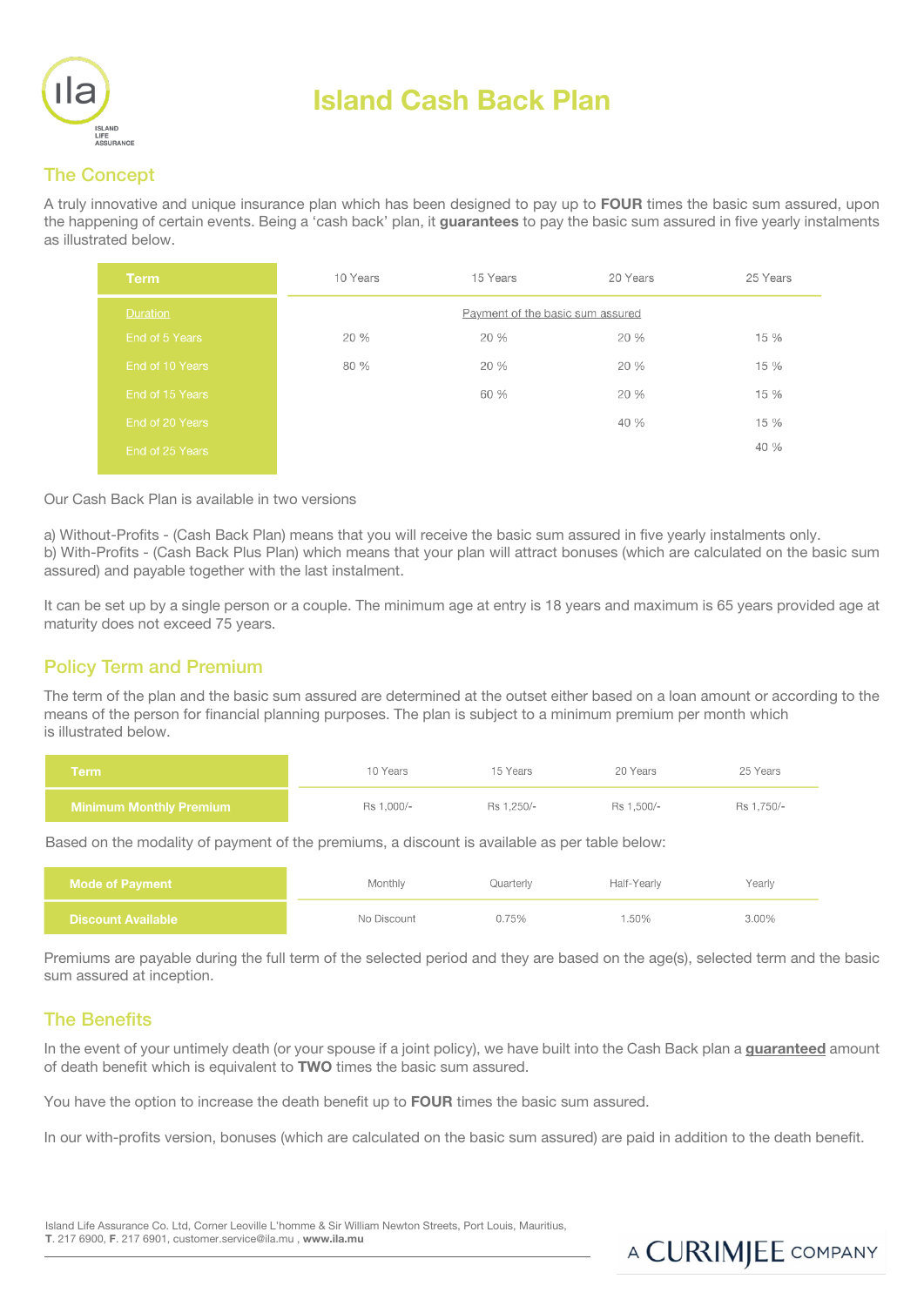# Island Cash Back Plan

## The Concept

A truly innovative and unique insurance plan which has been designed to pay up to **FOUR** times the basic sum assured, upon the happening of certain events. Being a 'cash back' plan, it **guarantees** to pay the basic sum assured in five yearly instalments as illustrated below.

| Term | 10 Years | 15 Years | 20 Years | 25 Years |
|---|---|---|---|---|
| Duration | Payment of the basic sum assured | | | |
| End of 5 Years | 20 % | 20 % | 20 % | 15 % |
| End of 10 Years | 80 % | 20 % | 20 % | 15 % |
| End of 15 Years | | 60 % | 20 % | 15 % |
| End of 20 Years | | | 40 % | 15 % |
| End of 25 Years | | | | 40 % |

Our Cash Back Plan is available in two versions

a) Without-Profits - (Cash Back Plan) means that you will receive the basic sum assured in five yearly instalments only.
b) With-Profits - (Cash Back Plus Plan) which means that your plan will attract bonuses (which are calculated on the basic sum assured) and payable together with the last instalment.

It can be set up by a single person or a couple. The minimum age at entry is 18 years and maximum is 65 years provided age at maturity does not exceed 75 years.

## Policy Term and Premium

The term of the plan and the basic sum assured are determined at the outset either based on a loan amount or according to the means of the person for financial planning purposes. The plan is subject to a minimum premium per month which is illustrated below.

| Term | 10 Years | 15 Years | 20 Years | 25 Years |
|---|---|---|---|---|
| Minimum Monthly Premium | Rs 1,000/- | Rs 1,250/- | Rs 1,500/- | Rs 1,750/- |

Based on the modality of payment of the premiums, a discount is available as per table below:

| Mode of Payment | Monthly | Quarterly | Half-Yearly | Yearly |
|---|---|---|---|---|
| Discount Available | No Discount | 0.75% | 1.50% | 3.00% |

Premiums are payable during the full term of the selected period and they are based on the age(s), selected term and the basic sum assured at inception.

## The Benefits

In the event of your untimely death (or your spouse if a joint policy), we have built into the Cash Back plan a **guaranteed** amount of death benefit which is equivalent to **TWO** times the basic sum assured.

You have the option to increase the death benefit up to **FOUR** times the basic sum assured.

In our with-profits version, bonuses (which are calculated on the basic sum assured) are paid in addition to the death benefit.

Island Life Assurance Co. Ltd, Corner Leoville L'homme & Sir William Newton Streets, Port Louis, Mauritius,
**T**. 217 6900, **F**. 217 6901, customer.service@ila.mu , **www.ila.mu**

A CURRIMJEE COMPANY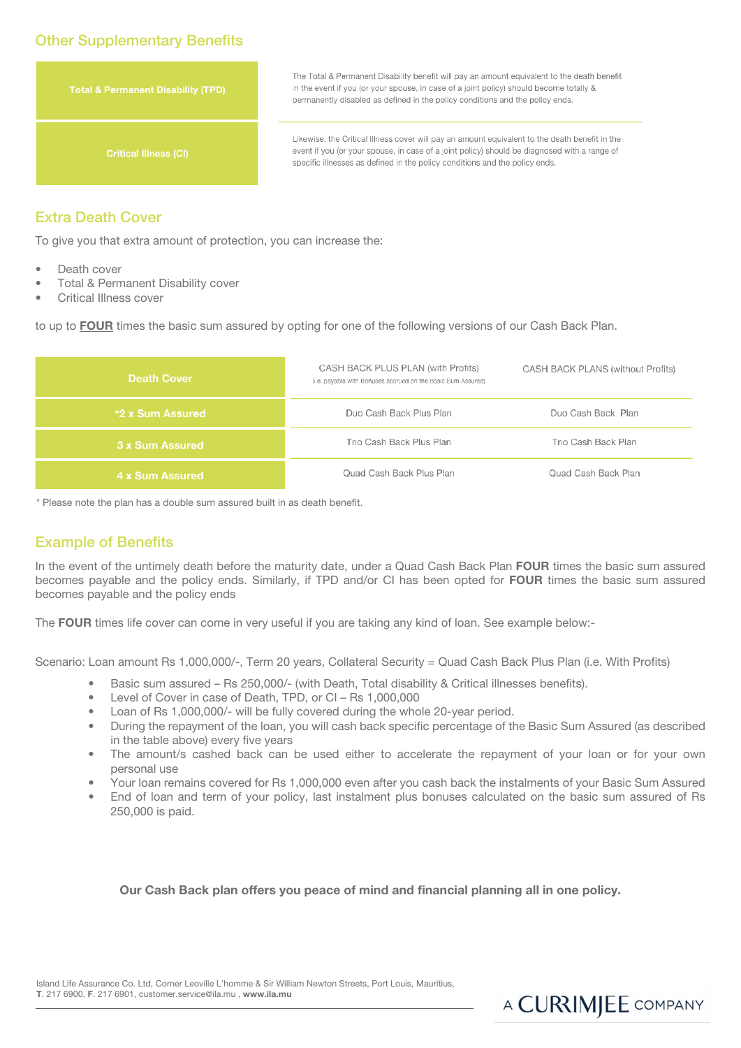## Other Supplementary Benefits

| | |
|---|---|
| **Total & Permanent Disability (TPD)** | The Total & Permanent Disability benefit will pay an amount equivalent to the death benefit in the event if you (or your spouse, in case of a joint policy) should become totally & permanently disabled as defined in the policy conditions and the policy ends. |
| **Critical Illness (CI)** | Likewise, the Critical Illness cover will pay an amount equivalent to the death benefit in the event if you (or your spouse, in case of a joint policy) should be diagnosed with a range of specific illnesses as defined in the policy conditions and the policy ends. |

## Extra Death Cover

To give you that extra amount of protection, you can increase the:

- Death cover
- Total & Permanent Disability cover
- Critical Illness cover

to up to **FOUR** times the basic sum assured by opting for one of the following versions of our Cash Back Plan.

| Death Cover | CASH BACK PLUS PLAN (with Profits) (i.e. payable with Bonuses accrued on the Basic Sum Assured) | CASH BACK PLANS (without Profits) |
|---|---|---|
| ***2 x Sum Assured** | Duo Cash Back Plus Plan | Duo Cash Back Plan |
| **3 x Sum Assured** | Trio Cash Back Plus Plan | Trio Cash Back Plan |
| **4 x Sum Assured** | Quad Cash Back Plus Plan | Quad Cash Back Plan |

* Please note the plan has a double sum assured built in as death benefit.

## Example of Benefits

In the event of the untimely death before the maturity date, under a Quad Cash Back Plan **FOUR** times the basic sum assured becomes payable and the policy ends. Similarly, if TPD and/or CI has been opted for **FOUR** times the basic sum assured becomes payable and the policy ends

The **FOUR** times life cover can come in very useful if you are taking any kind of loan. See example below:-

Scenario: Loan amount Rs 1,000,000/-, Term 20 years, Collateral Security = Quad Cash Back Plus Plan (i.e. With Profits)

- Basic sum assured – Rs 250,000/- (with Death, Total disability & Critical illnesses benefits).
- Level of Cover in case of Death, TPD, or CI – Rs 1,000,000
- Loan of Rs 1,000,000/- will be fully covered during the whole 20-year period.
- During the repayment of the loan, you will cash back specific percentage of the Basic Sum Assured (as described in the table above) every five years
- The amount/s cashed back can be used either to accelerate the repayment of your loan or for your own personal use
- Your loan remains covered for Rs 1,000,000 even after you cash back the instalments of your Basic Sum Assured
- End of loan and term of your policy, last instalment plus bonuses calculated on the basic sum assured of Rs 250,000 is paid.

**Our Cash Back plan offers you peace of mind and financial planning all in one policy.**

Island Life Assurance Co. Ltd, Corner Leoville L'homme & Sir William Newton Streets, Port Louis, Mauritius,
**T**. 217 6900, **F**. 217 6901, customer.service@ila.mu , **www.ila.mu**

A CURRIMJEE COMPANY